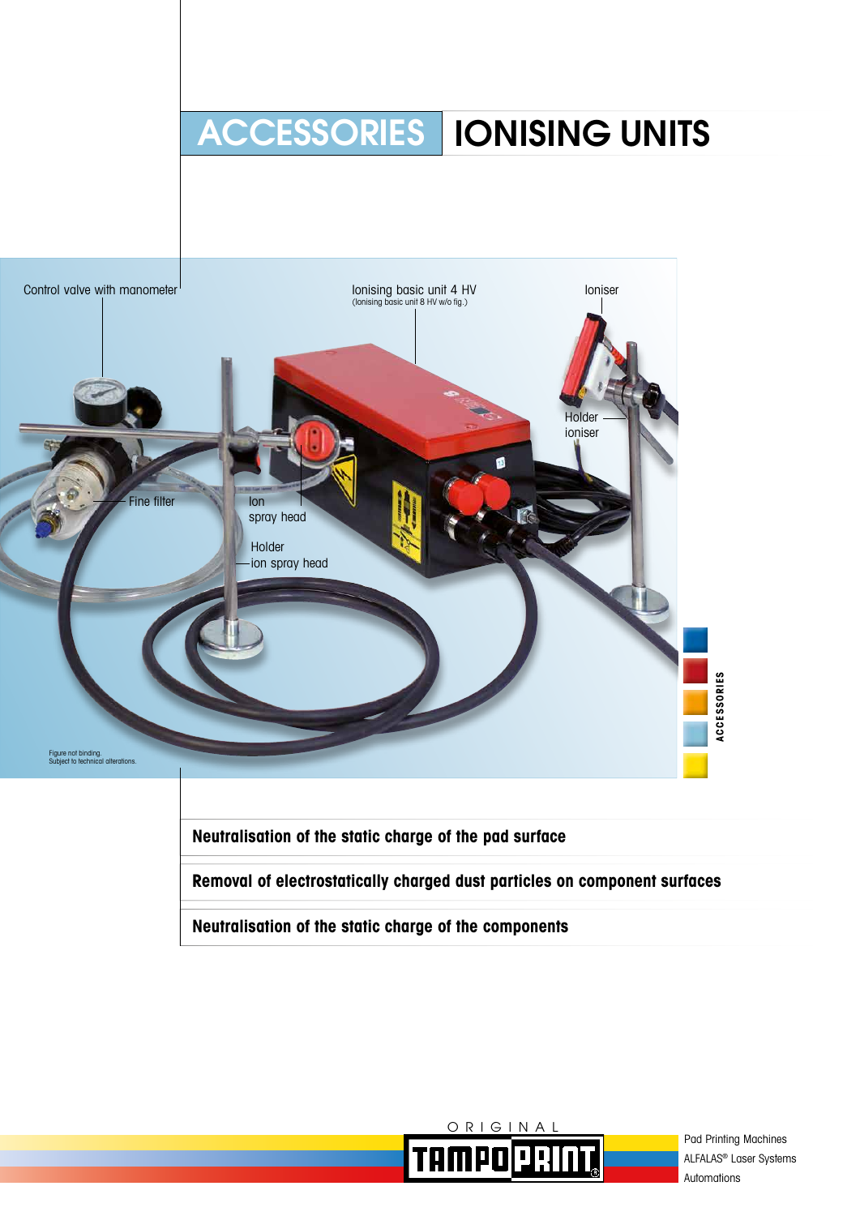# ACCESSORIES IONISING UNITS

Control valve with manometer

Ionising basic unit 4 HV
(Ionising basic unit 8 HV w/o fig.)

Ioniser

Holder ioniser

Fine filter

Ion spray head

Holder ion spray head

Figure not binding.
Subject to technical alterations.

**Neutralisation of the static charge of the pad surface**

**Removal of electrostatically charged dust particles on component surfaces**

**Neutralisation of the static charge of the components**

ORIGINAL TAMPOPRINT®

Pad Printing Machines
ALFALAS® Laser Systems
Automations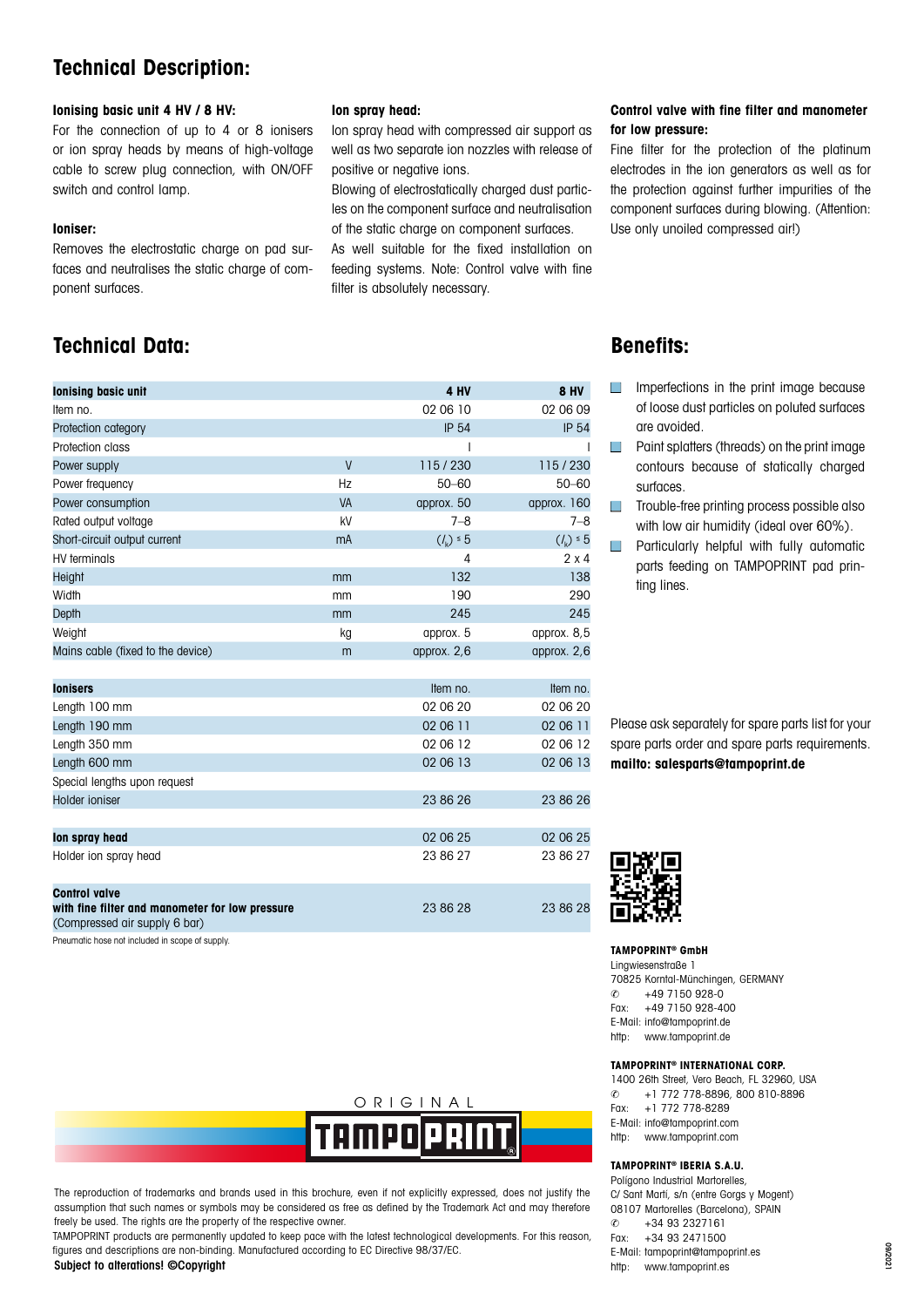## Technical Description:

**Ionising basic unit 4 HV / 8 HV:**

For the connection of up to 4 or 8 ionisers or ion spray heads by means of high-voltage cable to screw plug connection, with ON/OFF switch and control lamp.

**Ioniser:**

Removes the electrostatic charge on pad surfaces and neutralises the static charge of component surfaces.

**Ion spray head:**

Ion spray head with compressed air support as well as two separate ion nozzles with release of positive or negative ions.

Blowing of electrostatically charged dust particles on the component surface and neutralisation of the static charge on component surfaces.

As well suitable for the fixed installation on feeding systems. Note: Control valve with fine filter is absolutely necessary.

**Control valve with fine filter and manometer for low pressure:**

Fine filter for the protection of the platinum electrodes in the ion generators as well as for the protection against further impurities of the component surfaces during blowing. (Attention: Use only unoiled compressed air!)

## Technical Data:

| **Ionising basic unit** | | **4 HV** | **8 HV** |
|---|---|---|---|
| Item no. | | 02 06 10 | 02 06 09 |
| Protection category | | IP 54 | IP 54 |
| Protection class | | I | I |
| Power supply | V | 115 / 230 | 115 / 230 |
| Power frequency | Hz | 50–60 | 50–60 |
| Power consumption | VA | approx. 50 | approx. 160 |
| Rated output voltage | kV | 7–8 | 7–8 |
| Short-circuit output current | mA | $(I_k) \leq 5$ | $(I_k) \leq 5$ |
| HV terminals | | 4 | 2 x 4 |
| Height | mm | 132 | 138 |
| Width | mm | 190 | 290 |
| Depth | mm | 245 | 245 |
| Weight | kg | approx. 5 | approx. 8,5 |
| Mains cable (fixed to the device) | m | approx. 2,6 | approx. 2,6 |

| **Ionisers** | Item no. | Item no. |
|---|---|---|
| Length 100 mm | 02 06 20 | 02 06 20 |
| Length 190 mm | 02 06 11 | 02 06 11 |
| Length 350 mm | 02 06 12 | 02 06 12 |
| Length 600 mm | 02 06 13 | 02 06 13 |
| Special lengths upon request | | |
| Holder ioniser | 23 86 26 | 23 86 26 |
| **Ion spray head** | 02 06 25 | 02 06 25 |
| Holder ion spray head | 23 86 27 | 23 86 27 |
| **Control valve with fine filter and manometer for low pressure** (Compressed air supply 6 bar) | 23 86 28 | 23 86 28 |

Pneumatic hose not included in scope of supply.

## Benefits:

- Imperfections in the print image because of loose dust particles on poluted surfaces are avoided.
- Paint splatters (threads) on the print image contours because of statically charged surfaces.
- Trouble-free printing process possible also with low air humidity (ideal over 60%).
- Particularly helpful with fully automatic parts feeding on TAMPOPRINT pad printing lines.

Please ask separately for spare parts list for your spare parts order and spare parts requirements.
**mailto: salesparts@tampoprint.de**

**TAMPOPRINT® GmbH**
Lingwiesenstraße 1
70825 Korntal-Münchingen, GERMANY
✆ +49 7150 928-0
Fax: +49 7150 928-400
E-Mail: info@tampoprint.de
http: www.tampoprint.de

**TAMPOPRINT® INTERNATIONAL CORP.**
1400 26th Street, Vero Beach, FL 32960, USA
✆ +1 772 778-8896, 800 810-8896
Fax: +1 772 778-8289
E-Mail: info@tampoprint.com
http: www.tampoprint.com

**TAMPOPRINT® IBERIA S.A.U.**
Polígono Industrial Martorelles,
C/ Sant Martí, s/n (entre Gorgs y Mogent)
08107 Martorelles (Barcelona), SPAIN
✆ +34 93 2327161
Fax: +34 93 2471500
E-Mail: tampoprint@tampoprint.es
http: www.tampoprint.es

ORIGINAL TAMPOPRINT®

The reproduction of trademarks and brands used in this brochure, even if not explicitly expressed, does not justify the assumption that such names or symbols may be considered as free as defined by the Trademark Act and may therefore freely be used. The rights are the property of the respective owner.

TAMPOPRINT products are permanently updated to keep pace with the latest technological developments. For this reason, figures and descriptions are non-binding. Manufactured according to EC Directive 98/37/EC.

**Subject to alterations! ©Copyright**

09/2021